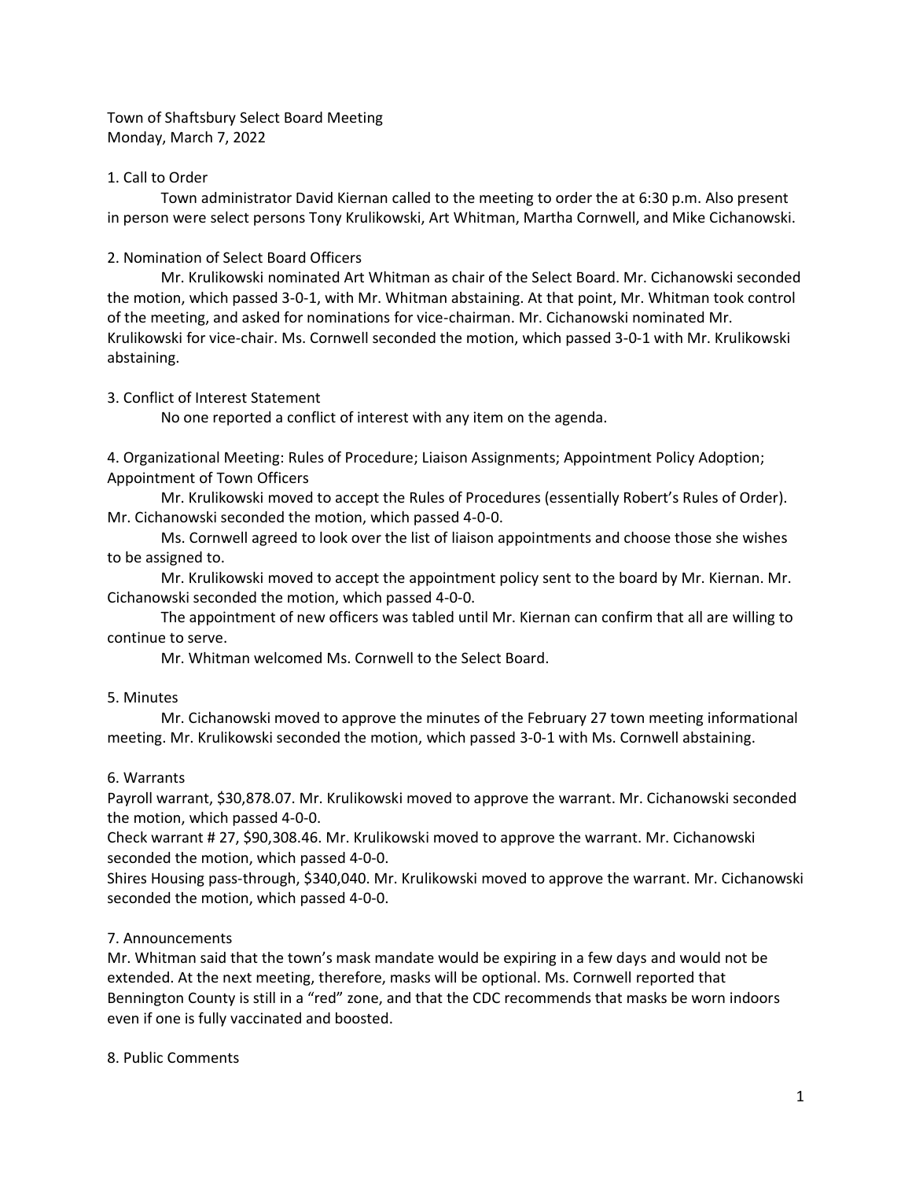Town of Shaftsbury Select Board Meeting
Monday, March 7, 2022

1. Call to Order

Town administrator David Kiernan called to the meeting to order the at 6:30 p.m. Also present in person were select persons Tony Krulikowski, Art Whitman, Martha Cornwell, and Mike Cichanowski.

2. Nomination of Select Board Officers

Mr. Krulikowski nominated Art Whitman as chair of the Select Board. Mr. Cichanowski seconded the motion, which passed 3-0-1, with Mr. Whitman abstaining. At that point, Mr. Whitman took control of the meeting, and asked for nominations for vice-chairman. Mr. Cichanowski nominated Mr. Krulikowski for vice-chair. Ms. Cornwell seconded the motion, which passed 3-0-1 with Mr. Krulikowski abstaining.

3. Conflict of Interest Statement

No one reported a conflict of interest with any item on the agenda.

4. Organizational Meeting: Rules of Procedure; Liaison Assignments; Appointment Policy Adoption; Appointment of Town Officers

Mr. Krulikowski moved to accept the Rules of Procedures (essentially Robert's Rules of Order). Mr. Cichanowski seconded the motion, which passed 4-0-0.

Ms. Cornwell agreed to look over the list of liaison appointments and choose those she wishes to be assigned to.

Mr. Krulikowski moved to accept the appointment policy sent to the board by Mr. Kiernan. Mr. Cichanowski seconded the motion, which passed 4-0-0.

The appointment of new officers was tabled until Mr. Kiernan can confirm that all are willing to continue to serve.

Mr. Whitman welcomed Ms. Cornwell to the Select Board.

5. Minutes

Mr. Cichanowski moved to approve the minutes of the February 27 town meeting informational meeting. Mr. Krulikowski seconded the motion, which passed 3-0-1 with Ms. Cornwell abstaining.

6. Warrants

Payroll warrant, $30,878.07. Mr. Krulikowski moved to approve the warrant. Mr. Cichanowski seconded the motion, which passed 4-0-0.

Check warrant # 27, $90,308.46. Mr. Krulikowski moved to approve the warrant. Mr. Cichanowski seconded the motion, which passed 4-0-0.

Shires Housing pass-through, $340,040. Mr. Krulikowski moved to approve the warrant. Mr. Cichanowski seconded the motion, which passed 4-0-0.

7. Announcements

Mr. Whitman said that the town's mask mandate would be expiring in a few days and would not be extended. At the next meeting, therefore, masks will be optional. Ms. Cornwell reported that Bennington County is still in a "red" zone, and that the CDC recommends that masks be worn indoors even if one is fully vaccinated and boosted.

8. Public Comments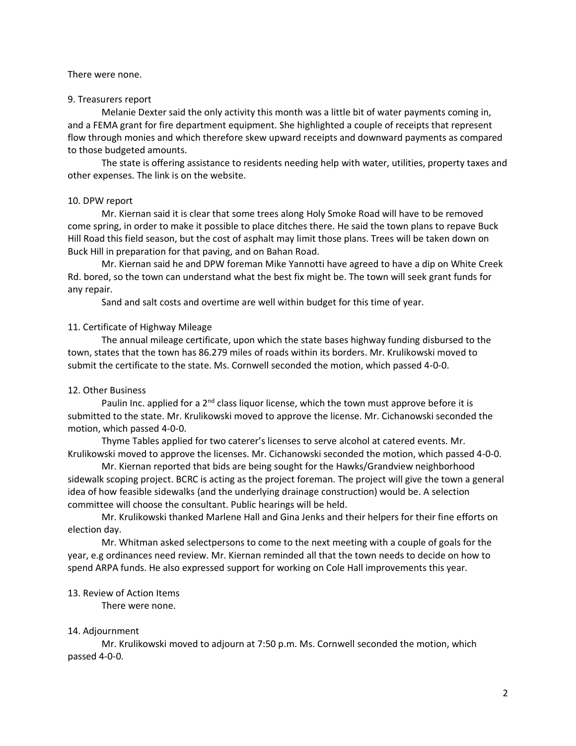There were none.

9. Treasurers report

Melanie Dexter said the only activity this month was a little bit of water payments coming in, and a FEMA grant for fire department equipment. She highlighted a couple of receipts that represent flow through monies and which therefore skew upward receipts and downward payments as compared to those budgeted amounts.

The state is offering assistance to residents needing help with water, utilities, property taxes and other expenses. The link is on the website.

10. DPW report

Mr. Kiernan said it is clear that some trees along Holy Smoke Road will have to be removed come spring, in order to make it possible to place ditches there. He said the town plans to repave Buck Hill Road this field season, but the cost of asphalt may limit those plans. Trees will be taken down on Buck Hill in preparation for that paving, and on Bahan Road.

Mr. Kiernan said he and DPW foreman Mike Yannotti have agreed to have a dip on White Creek Rd. bored, so the town can understand what the best fix might be. The town will seek grant funds for any repair.

Sand and salt costs and overtime are well within budget for this time of year.

11. Certificate of Highway Mileage

The annual mileage certificate, upon which the state bases highway funding disbursed to the town, states that the town has 86.279 miles of roads within its borders. Mr. Krulikowski moved to submit the certificate to the state. Ms. Cornwell seconded the motion, which passed 4-0-0.

12. Other Business

Paulin Inc. applied for a 2nd class liquor license, which the town must approve before it is submitted to the state. Mr. Krulikowski moved to approve the license. Mr. Cichanowski seconded the motion, which passed 4-0-0.

Thyme Tables applied for two caterer's licenses to serve alcohol at catered events. Mr. Krulikowski moved to approve the licenses. Mr. Cichanowski seconded the motion, which passed 4-0-0.

Mr. Kiernan reported that bids are being sought for the Hawks/Grandview neighborhood sidewalk scoping project. BCRC is acting as the project foreman. The project will give the town a general idea of how feasible sidewalks (and the underlying drainage construction) would be. A selection committee will choose the consultant. Public hearings will be held.

Mr. Krulikowski thanked Marlene Hall and Gina Jenks and their helpers for their fine efforts on election day.

Mr. Whitman asked selectpersons to come to the next meeting with a couple of goals for the year, e.g ordinances need review. Mr. Kiernan reminded all that the town needs to decide on how to spend ARPA funds. He also expressed support for working on Cole Hall improvements this year.

13. Review of Action Items

There were none.

14. Adjournment

Mr. Krulikowski moved to adjourn at 7:50 p.m. Ms. Cornwell seconded the motion, which passed 4-0-0.